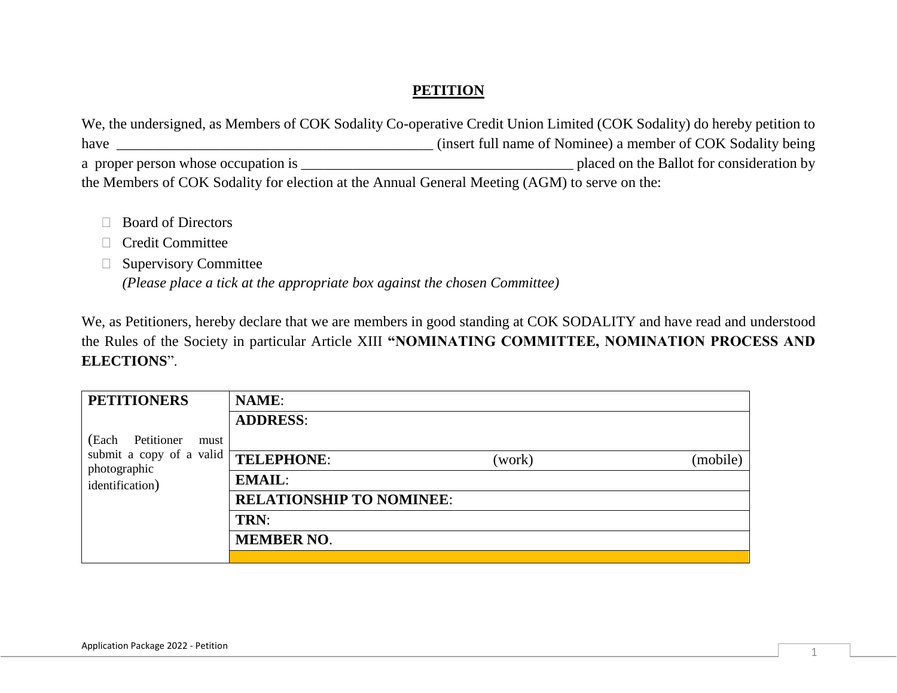# **PETITION**

We, the undersigned, as Members of COK Sodality Co-operative Credit Union Limited (COK Sodality) do hereby petition to have _____________________________________________ (insert full name of Nominee) a member of COK Sodality being a proper person whose occupation is ______________________________________ placed on the Ballot for consideration by the Members of COK Sodality for election at the Annual General Meeting (AGM) to serve on the:

- ☐ Board of Directors
- ☐ Credit Committee
- ☐ Supervisory Committee

*(Please place a tick at the appropriate box against the chosen Committee)*

We, as Petitioners, hereby declare that we are members in good standing at COK SODALITY and have read and understood the Rules of the Society in particular Article XIII **"NOMINATING COMMITTEE, NOMINATION PROCESS AND ELECTIONS**".

| **PETITIONERS** | **NAME**: | | |
|---|---|---|---|
| (Each Petitioner must submit a copy of a valid photographic identification) | **ADDRESS**: | | |
| | **TELEPHONE**: | (work) | (mobile) |
| | **EMAIL**: | | |
| | **RELATIONSHIP TO NOMINEE**: | | |
| | **TRN**: | | |
| | **MEMBER NO**. | | |
| | | | |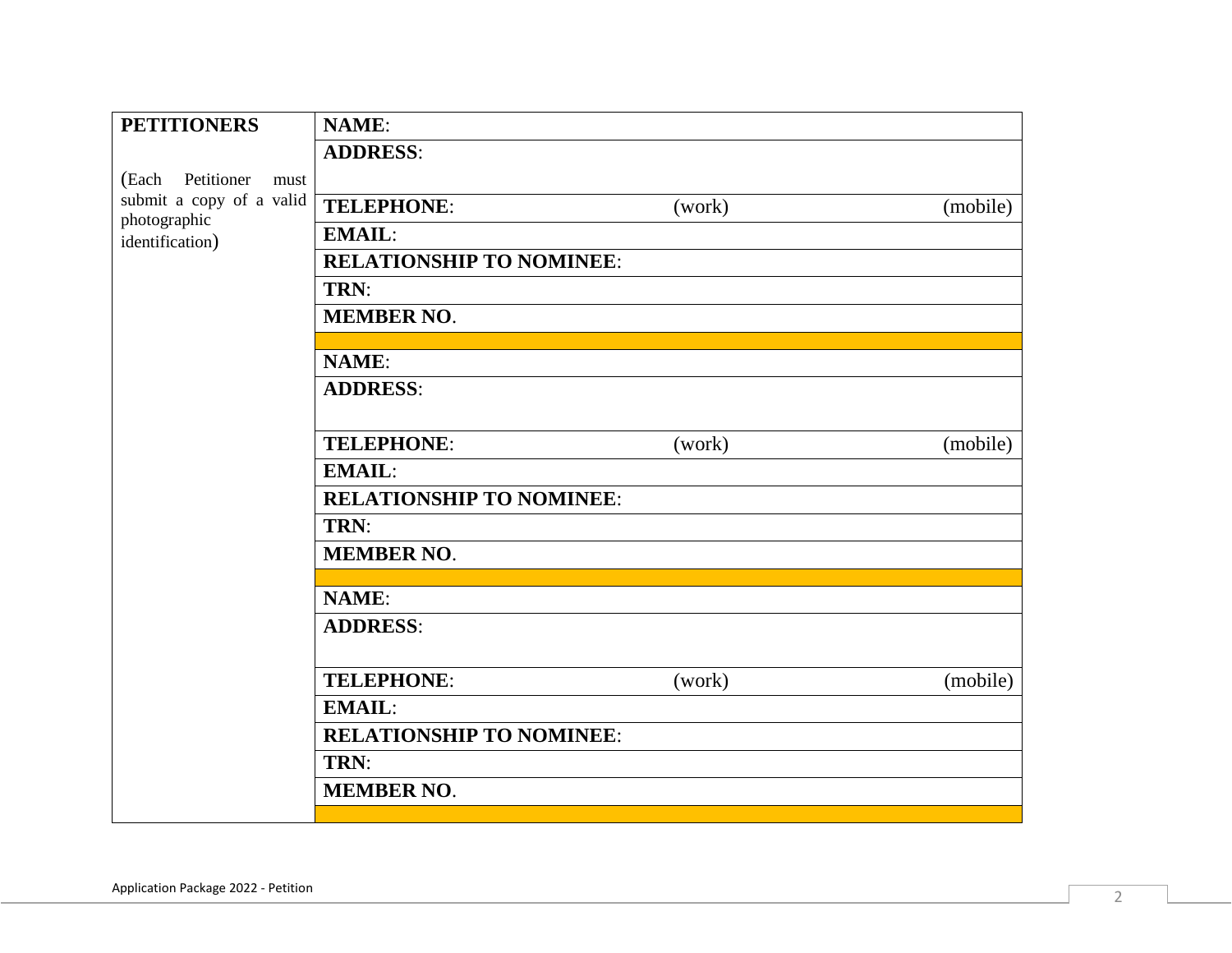| **PETITIONERS** | **NAME**: | | |
|---|---|---|---|
| (Each Petitioner must submit a copy of a valid photographic identification) | **ADDRESS**: | | |
| | **TELEPHONE**: | (work) | (mobile) |
| | **EMAIL**: | | |
| | **RELATIONSHIP TO NOMINEE**: | | |
| | **TRN**: | | |
| | **MEMBER NO**. | | |
| | | | |
| | **NAME**: | | |
| | **ADDRESS**: | | |
| | **TELEPHONE**: | (work) | (mobile) |
| | **EMAIL**: | | |
| | **RELATIONSHIP TO NOMINEE**: | | |
| | **TRN**: | | |
| | **MEMBER NO**. | | |
| | | | |
| | **NAME**: | | |
| | **ADDRESS**: | | |
| | **TELEPHONE**: | (work) | (mobile) |
| | **EMAIL**: | | |
| | **RELATIONSHIP TO NOMINEE**: | | |
| | **TRN**: | | |
| | **MEMBER NO**. | | |
| | | | |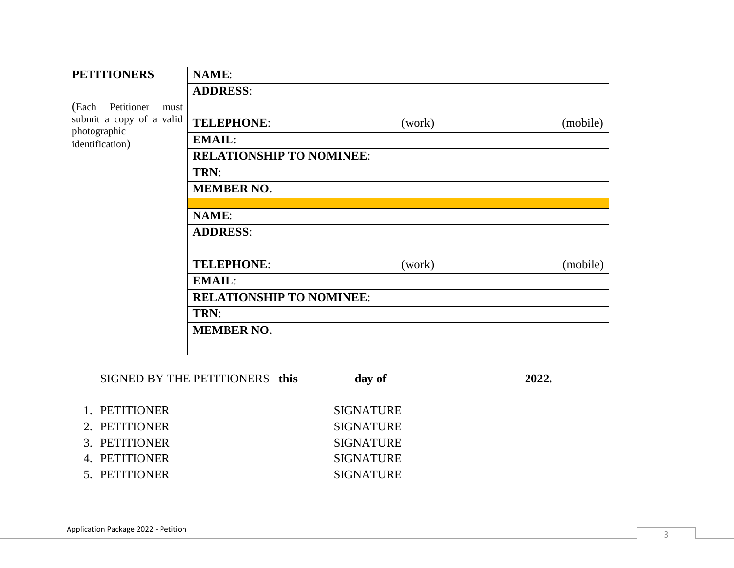| | | | |
|---|---|---|---|
| **PETITIONERS** (Each Petitioner must submit a copy of a valid photographic identification) | **NAME**: | | |
| | **ADDRESS**: | | |
| | **TELEPHONE**: | (work) | (mobile) |
| | **EMAIL**: | | |
| | **RELATIONSHIP TO NOMINEE**: | | |
| | **TRN**: | | |
| | **MEMBER NO**. | | |
| | | | |
| | **NAME**: | | |
| | **ADDRESS**: | | |
| | **TELEPHONE**: | (work) | (mobile) |
| | **EMAIL**: | | |
| | **RELATIONSHIP TO NOMINEE**: | | |
| | **TRN**: | | |
| | **MEMBER NO**. | | |
| | | | |

SIGNED BY THE PETITIONERS **this** **day of** **2022.**

1. PETITIONER SIGNATURE
2. PETITIONER SIGNATURE
3. PETITIONER SIGNATURE
4. PETITIONER SIGNATURE
5. PETITIONER SIGNATURE